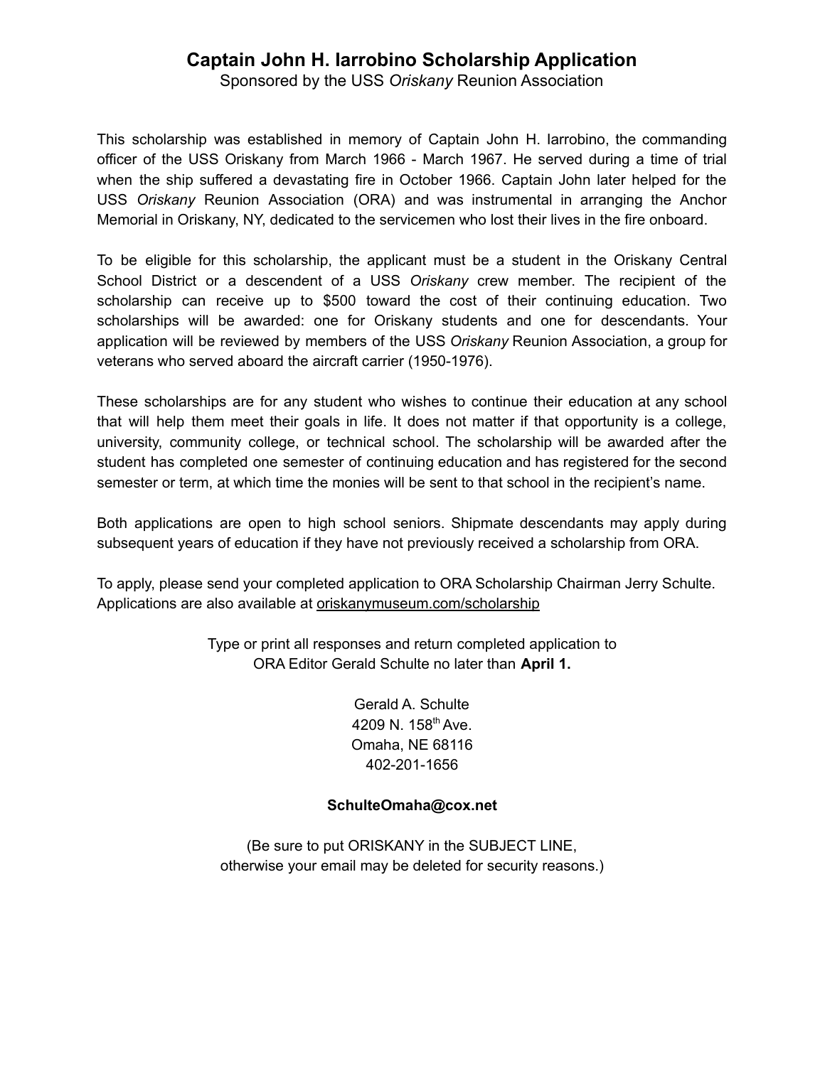# Captain John H. Iarrobino Scholarship Application

Sponsored by the USS *Oriskany* Reunion Association

This scholarship was established in memory of Captain John H. Iarrobino, the commanding officer of the USS Oriskany from March 1966 - March 1967. He served during a time of trial when the ship suffered a devastating fire in October 1966. Captain John later helped for the USS *Oriskany* Reunion Association (ORA) and was instrumental in arranging the Anchor Memorial in Oriskany, NY, dedicated to the servicemen who lost their lives in the fire onboard.

To be eligible for this scholarship, the applicant must be a student in the Oriskany Central School District or a descendent of a USS *Oriskany* crew member. The recipient of the scholarship can receive up to $500 toward the cost of their continuing education. Two scholarships will be awarded: one for Oriskany students and one for descendants. Your application will be reviewed by members of the USS *Oriskany* Reunion Association, a group for veterans who served aboard the aircraft carrier (1950-1976).

These scholarships are for any student who wishes to continue their education at any school that will help them meet their goals in life. It does not matter if that opportunity is a college, university, community college, or technical school. The scholarship will be awarded after the student has completed one semester of continuing education and has registered for the second semester or term, at which time the monies will be sent to that school in the recipient's name.

Both applications are open to high school seniors. Shipmate descendants may apply during subsequent years of education if they have not previously received a scholarship from ORA.

To apply, please send your completed application to ORA Scholarship Chairman Jerry Schulte. Applications are also available at oriskanymuseum.com/scholarship

Type or print all responses and return completed application to
ORA Editor Gerald Schulte no later than **April 1.**

Gerald A. Schulte
4209 N. 158th Ave.
Omaha, NE 68116
402-201-1656

**SchulteOmaha@cox.net**

(Be sure to put ORISKANY in the SUBJECT LINE,
otherwise your email may be deleted for security reasons.)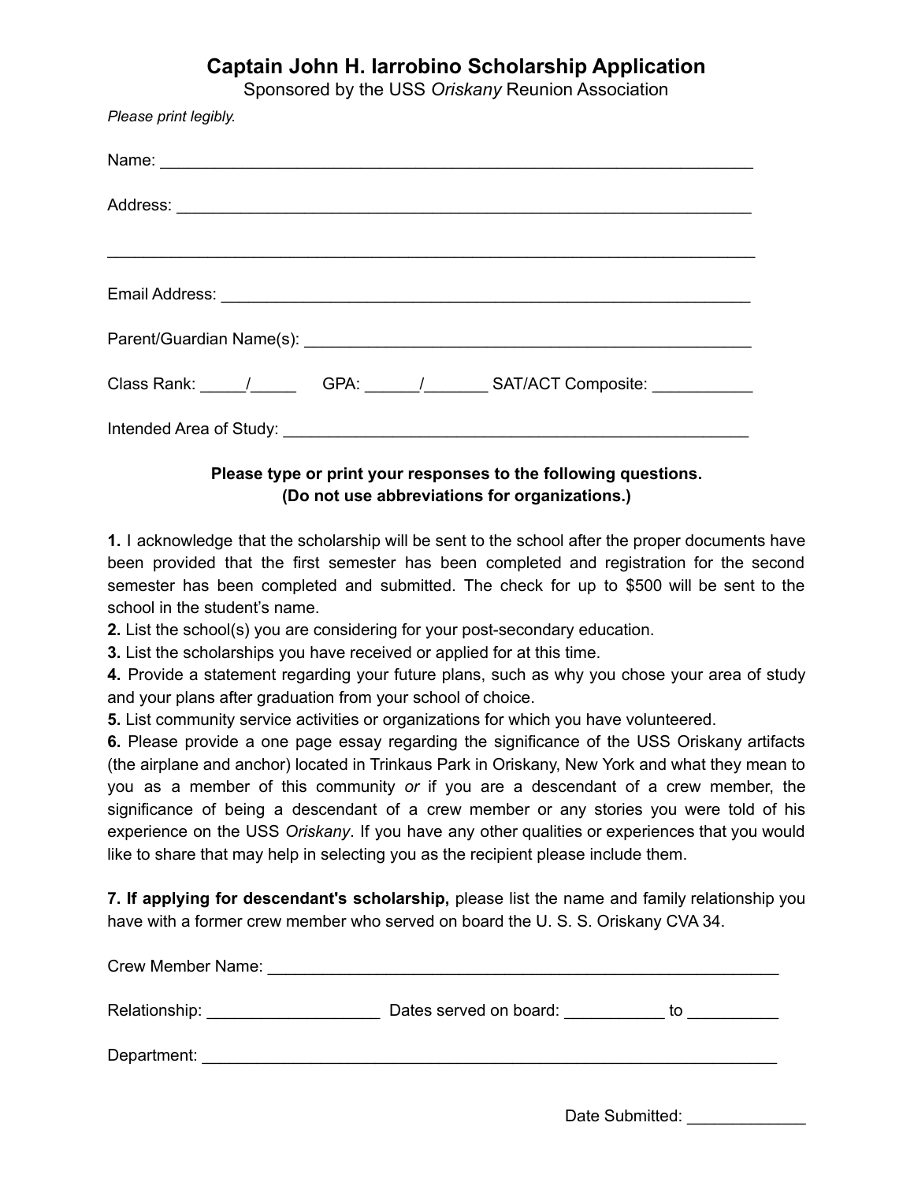# Captain John H. Iarrobino Scholarship Application

Sponsored by the USS *Oriskany* Reunion Association

*Please print legibly.*

Name: ____________________________________________________________________

Address: __________________________________________________________________

_________________________________________________________________________

Email Address: _____________________________________________________________

Parent/Guardian Name(s): ____________________________________________________

Class Rank: _____/_____ GPA: ______/_______ SAT/ACT Composite: ___________

Intended Area of Study: ______________________________________________________

**Please type or print your responses to the following questions.**
**(Do not use abbreviations for organizations.)**

**1.** I acknowledge that the scholarship will be sent to the school after the proper documents have been provided that the first semester has been completed and registration for the second semester has been completed and submitted. The check for up to $500 will be sent to the school in the student's name.
**2.** List the school(s) you are considering for your post-secondary education.
**3.** List the scholarships you have received or applied for at this time.
**4.** Provide a statement regarding your future plans, such as why you chose your area of study and your plans after graduation from your school of choice.
**5.** List community service activities or organizations for which you have volunteered.
**6.** Please provide a one page essay regarding the significance of the USS Oriskany artifacts (the airplane and anchor) located in Trinkaus Park in Oriskany, New York and what they mean to you as a member of this community *or* if you are a descendant of a crew member, the significance of being a descendant of a crew member or any stories you were told of his experience on the USS *Oriskany*. If you have any other qualities or experiences that you would like to share that may help in selecting you as the recipient please include them.

**7. If applying for descendant's scholarship,** please list the name and family relationship you have with a former crew member who served on board the U. S. S. Oriskany CVA 34.

Crew Member Name: _________________________________________________________

Relationship: ___________________ Dates served on board: ___________ to __________

Department: ________________________________________________________________

Date Submitted: _____________